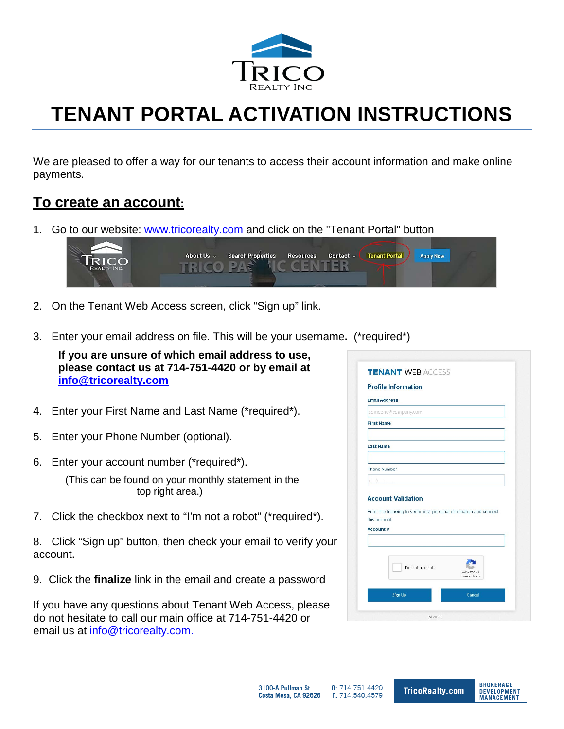# TENANT PORTAL ACTIVATION INSTRUCTIONS

We are pleased to offer a way for our tenants to access their account information and make online payments.

## To create an account:

1. Go to our website: www.tricorealty.com and click on the "Tenant Portal" button
2. On the Tenant Web Access screen, click "Sign up" link.
3. Enter your email address on file. This will be your username. (*required*)

   **If you are unsure of which email address to use, please contact us at 714-751-4420 or by email at info@tricorealty.com**

4. Enter your First Name and Last Name (*required*).
5. Enter your Phone Number (optional).
6. Enter your account number (*required*).

   (This can be found on your monthly statement in the top right area.)

7. Click the checkbox next to "I'm not a robot" (*required*).
8. Click "Sign up" button, then check your email to verify your account.
9. Click the **finalize** link in the email and create a password

If you have any questions about Tenant Web Access, please do not hesitate to call our main office at 714-751-4420 or email us at info@tricorealty.com.

3100-A Pullman St.
Costa Mesa, CA 92626

O: 714.751.4420
F: 714.540.4579

TricoRealty.com

BROKERAGE
DEVELOPMENT
MANAGEMENT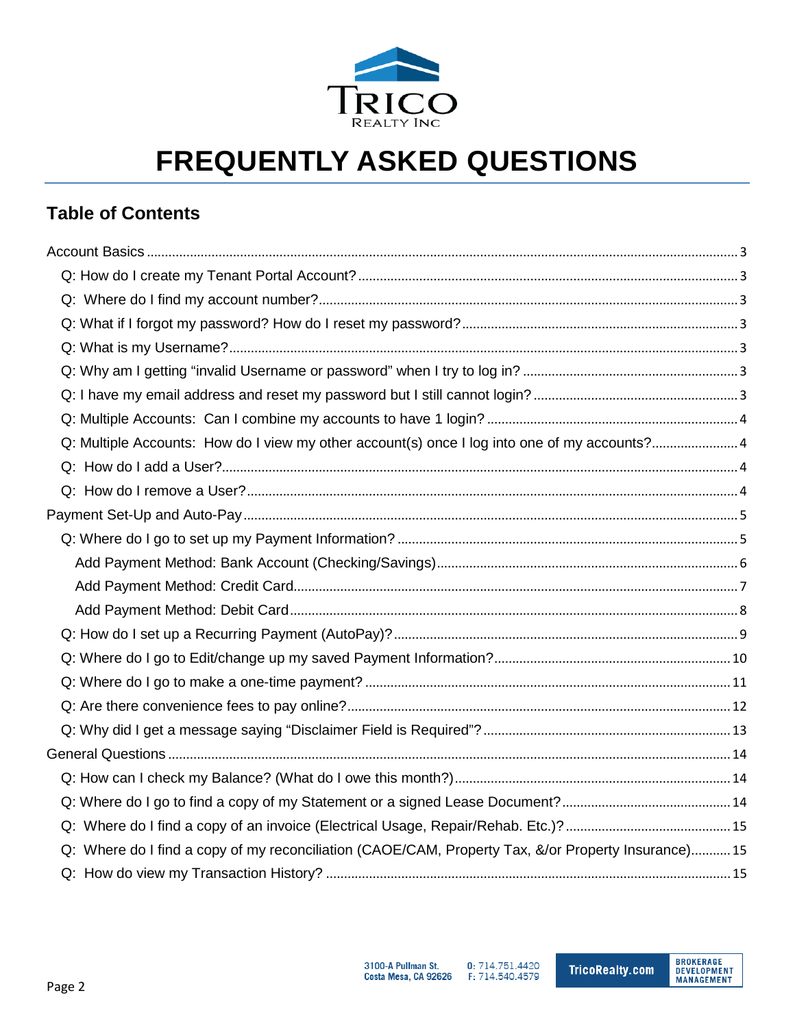# FREQUENTLY ASKED QUESTIONS

## Table of Contents

Account Basics ........ 3

- Q: How do I create my Tenant Portal Account? ........ 3
- Q: Where do I find my account number? ........ 3
- Q: What if I forgot my password? How do I reset my password? ........ 3
- Q: What is my Username? ........ 3
- Q: Why am I getting "invalid Username or password" when I try to log in? ........ 3
- Q: I have my email address and reset my password but I still cannot login? ........ 3
- Q: Multiple Accounts: Can I combine my accounts to have 1 login? ........ 4
- Q: Multiple Accounts: How do I view my other account(s) once I log into one of my accounts? ........ 4
- Q: How do I add a User? ........ 4
- Q: How do I remove a User? ........ 4

Payment Set-Up and Auto-Pay ........ 5

- Q: Where do I go to set up my Payment Information? ........ 5
  - Add Payment Method: Bank Account (Checking/Savings) ........ 6
  - Add Payment Method: Credit Card ........ 7
  - Add Payment Method: Debit Card ........ 8
- Q: How do I set up a Recurring Payment (AutoPay)? ........ 9
- Q: Where do I go to Edit/change up my saved Payment Information? ........ 10
- Q: Where do I go to make a one-time payment? ........ 11
- Q: Are there convenience fees to pay online? ........ 12
- Q: Why did I get a message saying "Disclaimer Field is Required"? ........ 13

General Questions ........ 14

- Q: How can I check my Balance? (What do I owe this month?) ........ 14
- Q: Where do I go to find a copy of my Statement or a signed Lease Document? ........ 14
- Q: Where do I find a copy of an invoice (Electrical Usage, Repair/Rehab. Etc.)? ........ 15
- Q: Where do I find a copy of my reconciliation (CAOE/CAM, Property Tax, &/or Property Insurance) ........ 15
- Q: How do view my Transaction History? ........ 15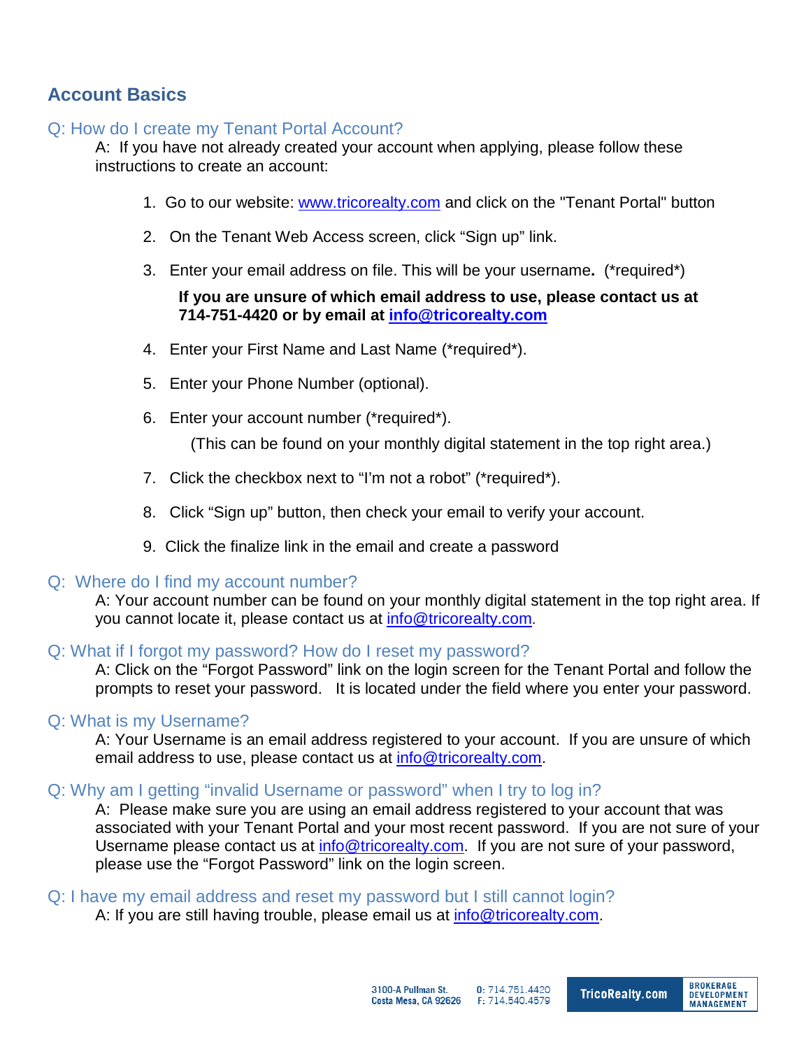## Account Basics

### Q: How do I create my Tenant Portal Account?

A: If you have not already created your account when applying, please follow these instructions to create an account:

1. Go to our website: www.tricorealty.com and click on the "Tenant Portal" button
2. On the Tenant Web Access screen, click "Sign up" link.
3. Enter your email address on file. This will be your username**.** (*required*)

   **If you are unsure of which email address to use, please contact us at 714-751-4420 or by email at info@tricorealty.com**

4. Enter your First Name and Last Name (*required*).
5. Enter your Phone Number (optional).
6. Enter your account number (*required*).

   (This can be found on your monthly digital statement in the top right area.)

7. Click the checkbox next to "I'm not a robot" (*required*).
8. Click "Sign up" button, then check your email to verify your account.
9. Click the finalize link in the email and create a password

### Q: Where do I find my account number?

A: Your account number can be found on your monthly digital statement in the top right area. If you cannot locate it, please contact us at info@tricorealty.com.

### Q: What if I forgot my password? How do I reset my password?

A: Click on the "Forgot Password" link on the login screen for the Tenant Portal and follow the prompts to reset your password. It is located under the field where you enter your password.

### Q: What is my Username?

A: Your Username is an email address registered to your account. If you are unsure of which email address to use, please contact us at info@tricorealty.com.

### Q: Why am I getting "invalid Username or password" when I try to log in?

A: Please make sure you are using an email address registered to your account that was associated with your Tenant Portal and your most recent password. If you are not sure of your Username please contact us at info@tricorealty.com. If you are not sure of your password, please use the "Forgot Password" link on the login screen.

### Q: I have my email address and reset my password but I still cannot login?

A: If you are still having trouble, please email us at info@tricorealty.com.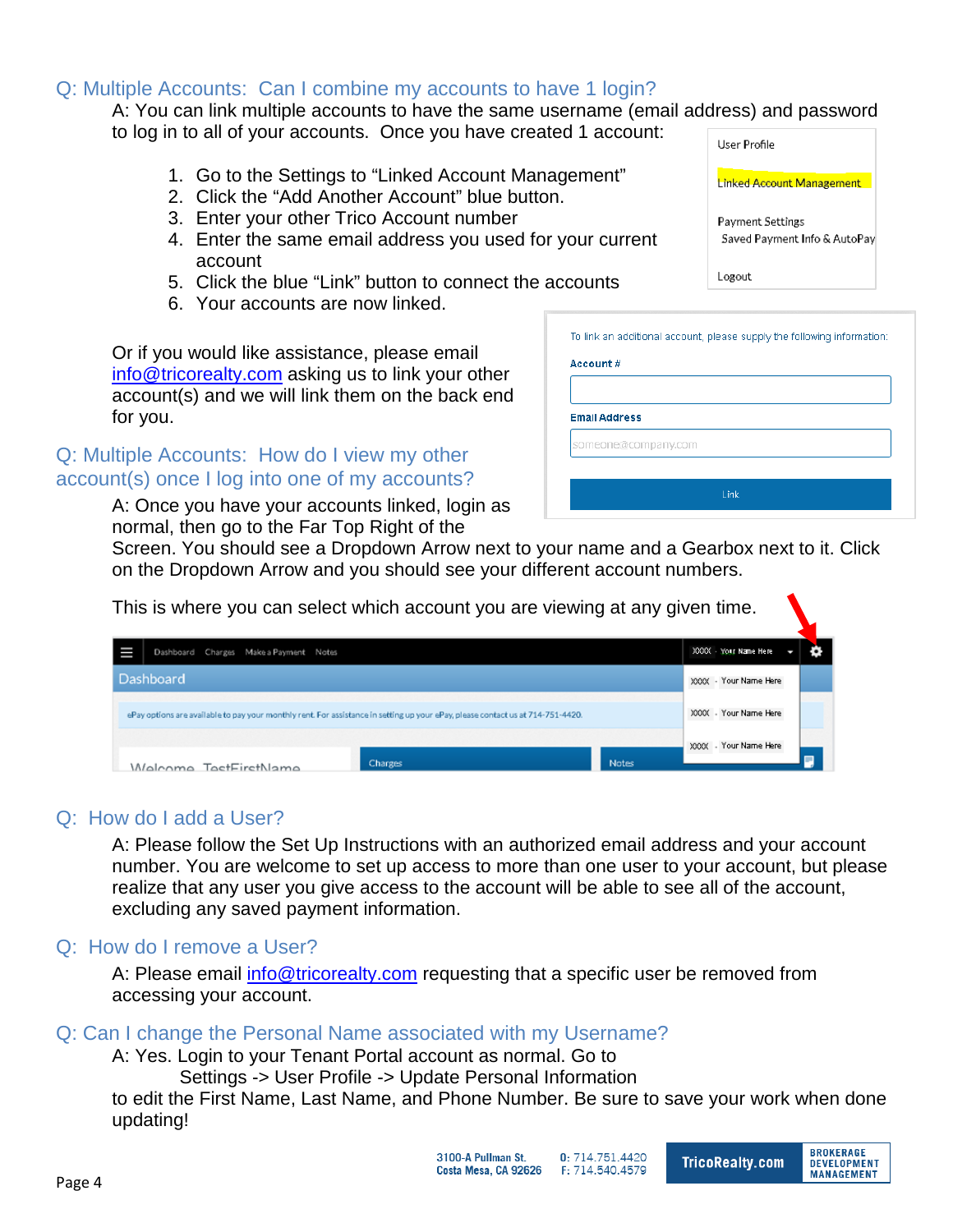## Q: Multiple Accounts: Can I combine my accounts to have 1 login?

A: You can link multiple accounts to have the same username (email address) and password to log in to all of your accounts. Once you have created 1 account:

1. Go to the Settings to “Linked Account Management”
2. Click the “Add Another Account” blue button.
3. Enter your other Trico Account number
4. Enter the same email address you used for your current account
5. Click the blue “Link” button to connect the accounts
6. Your accounts are now linked.

Or if you would like assistance, please email info@tricorealty.com asking us to link your other account(s) and we will link them on the back end for you.

## Q: Multiple Accounts: How do I view my other account(s) once I log into one of my accounts?

A: Once you have your accounts linked, login as normal, then go to the Far Top Right of the Screen. You should see a Dropdown Arrow next to your name and a Gearbox next to it. Click on the Dropdown Arrow and you should see your different account numbers.

This is where you can select which account you are viewing at any given time.

## Q: How do I add a User?

A: Please follow the Set Up Instructions with an authorized email address and your account number. You are welcome to set up access to more than one user to your account, but please realize that any user you give access to the account will be able to see all of the account, excluding any saved payment information.

## Q: How do I remove a User?

A: Please email info@tricorealty.com requesting that a specific user be removed from accessing your account.

## Q: Can I change the Personal Name associated with my Username?

A: Yes. Login to your Tenant Portal account as normal. Go to

Settings -> User Profile -> Update Personal Information

to edit the First Name, Last Name, and Phone Number. Be sure to save your work when done updating!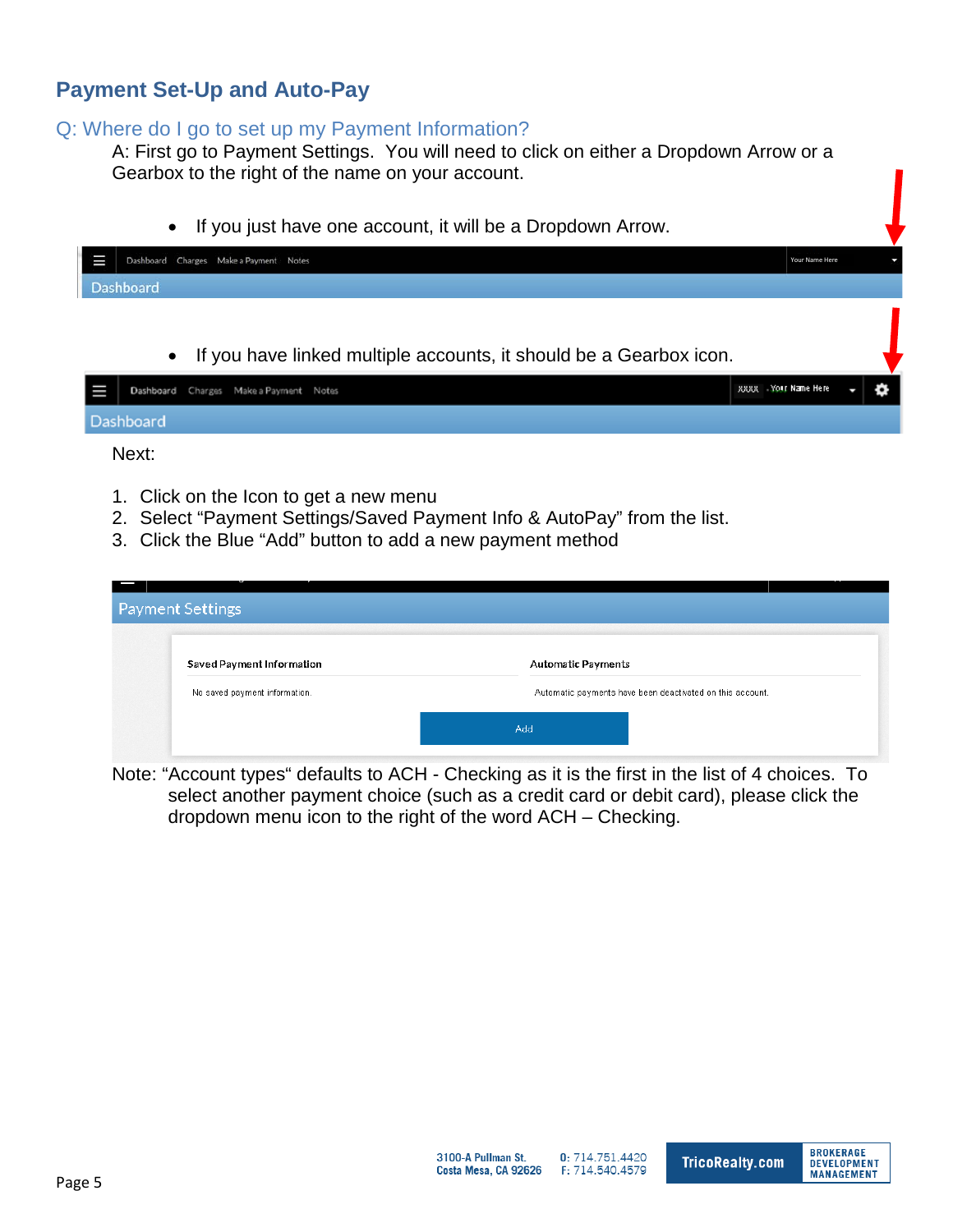## Payment Set-Up and Auto-Pay

### Q: Where do I go to set up my Payment Information?

A: First go to Payment Settings. You will need to click on either a Dropdown Arrow or a Gearbox to the right of the name on your account.

- If you just have one account, it will be a Dropdown Arrow.

- If you have linked multiple accounts, it should be a Gearbox icon.

Next:

1. Click on the Icon to get a new menu
2. Select "Payment Settings/Saved Payment Info & AutoPay" from the list.
3. Click the Blue "Add" button to add a new payment method

Note: "Account types" defaults to ACH - Checking as it is the first in the list of 4 choices. To select another payment choice (such as a credit card or debit card), please click the dropdown menu icon to the right of the word ACH – Checking.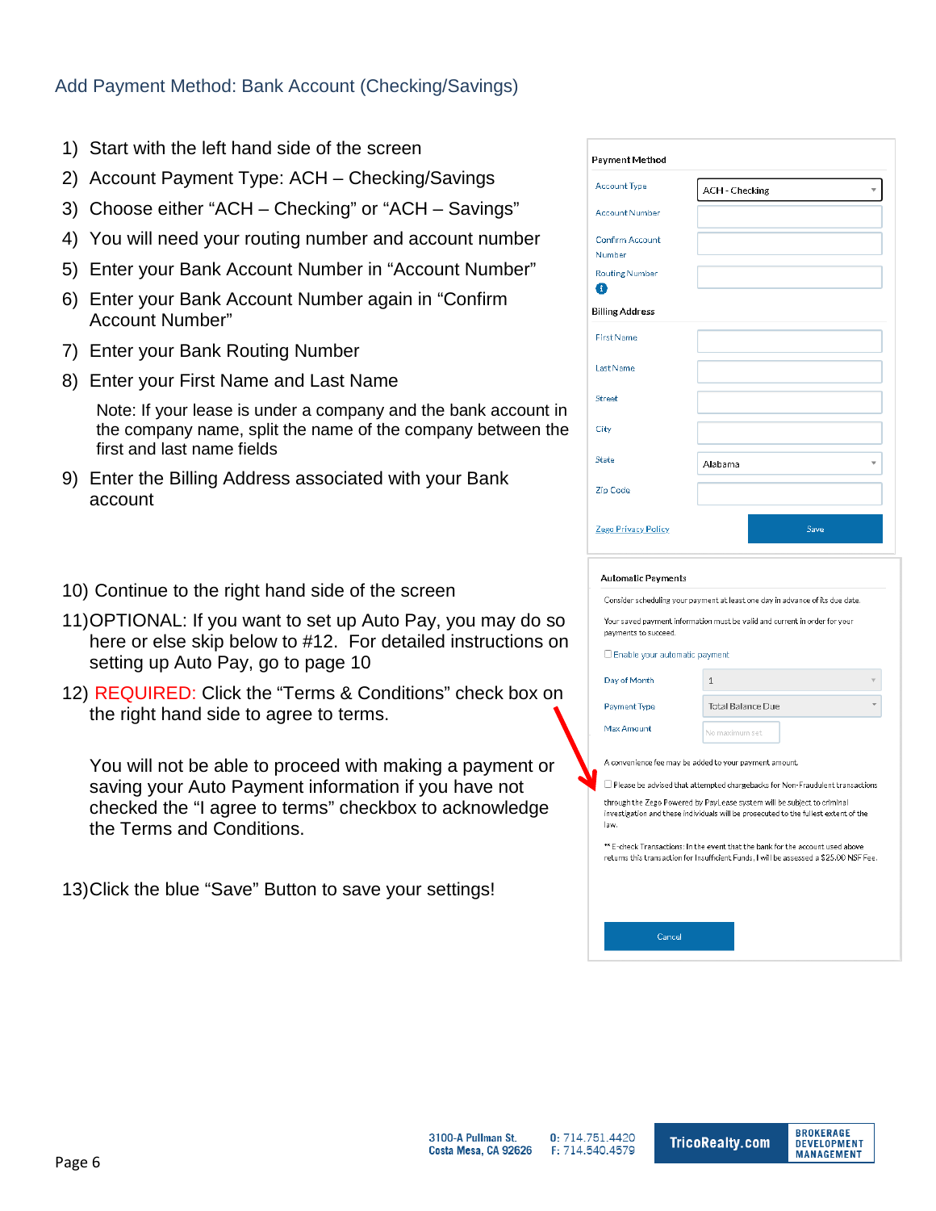## Add Payment Method: Bank Account (Checking/Savings)

1) Start with the left hand side of the screen
2) Account Payment Type: ACH – Checking/Savings
3) Choose either "ACH – Checking" or "ACH – Savings"
4) You will need your routing number and account number
5) Enter your Bank Account Number in "Account Number"
6) Enter your Bank Account Number again in "Confirm Account Number"
7) Enter your Bank Routing Number
8) Enter your First Name and Last Name

   Note: If your lease is under a company and the bank account in the company name, split the name of the company between the first and last name fields

9) Enter the Billing Address associated with your Bank account

10) Continue to the right hand side of the screen
11) OPTIONAL: If you want to set up Auto Pay, you may do so here or else skip below to #12. For detailed instructions on setting up Auto Pay, go to page 10
12) REQUIRED: Click the "Terms & Conditions" check box on the right hand side to agree to terms.

    You will not be able to proceed with making a payment or saving your Auto Payment information if you have not checked the "I agree to terms" checkbox to acknowledge the Terms and Conditions.

13) Click the blue "Save" Button to save your settings!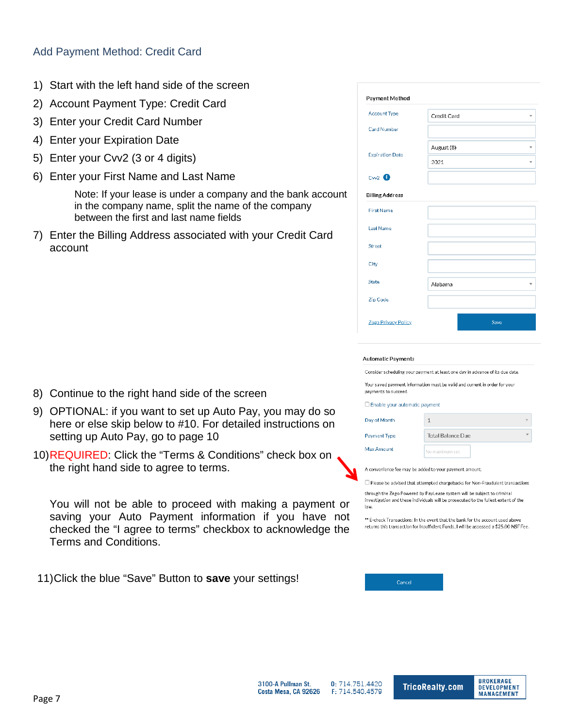## Add Payment Method: Credit Card

1) Start with the left hand side of the screen
2) Account Payment Type: Credit Card
3) Enter your Credit Card Number
4) Enter your Expiration Date
5) Enter your Cvv2 (3 or 4 digits)
6) Enter your First Name and Last Name

   Note: If your lease is under a company and the bank account in the company name, split the name of the company between the first and last name fields

7) Enter the Billing Address associated with your Credit Card account

Payment Method

| | |
|---|---|
| Account Type | Credit Card |
| Card Number | |
| Expiration Date | August (8) |
| | 2021 |
| Cvv2 | |

Billing Address

| | |
|---|---|
| First Name | |
| Last Name | |
| Street | |
| City | |
| State | Alabama |
| Zip Code | |

Zego Privacy Policy — Save

8) Continue to the right hand side of the screen
9) OPTIONAL: if you want to set up Auto Pay, you may do so here or else skip below to #10. For detailed instructions on setting up Auto Pay, go to page 10
10) REQUIRED: Click the "Terms & Conditions" check box on the right hand side to agree to terms.

    You will not be able to proceed with making a payment or saving your Auto Payment information if you have not checked the "I agree to terms" checkbox to acknowledge the Terms and Conditions.

11) Click the blue "Save" Button to **save** your settings!

Automatic Payments

Consider scheduling your payment at least one day in advance of its due date.

Your saved payment information must be valid and current in order for your payments to succeed.

☐ Enable your automatic payment

| | |
|---|---|
| Day of Month | 1 |
| Payment Type | Total Balance Due |
| Max Amount | No maximum set |

A convenience fee may be added to your payment amount.

☐ Please be advised that attempted chargebacks for Non-Fraudulent transactions through the Zego Powered by PayLease system will be subject to criminal investigation and these individuals will be prosecuted to the fullest extent of the law.

** E-check Transactions: In the event that the bank for the account used above returns this transaction for Insufficient Funds, I will be assessed a $25.00 NSF Fee.

Cancel

3100-A Pullman St.
Costa Mesa, CA 92626
O: 714.751.4420
F: 714.540.4579
TricoRealty.com
BROKERAGE
DEVELOPMENT
MANAGEMENT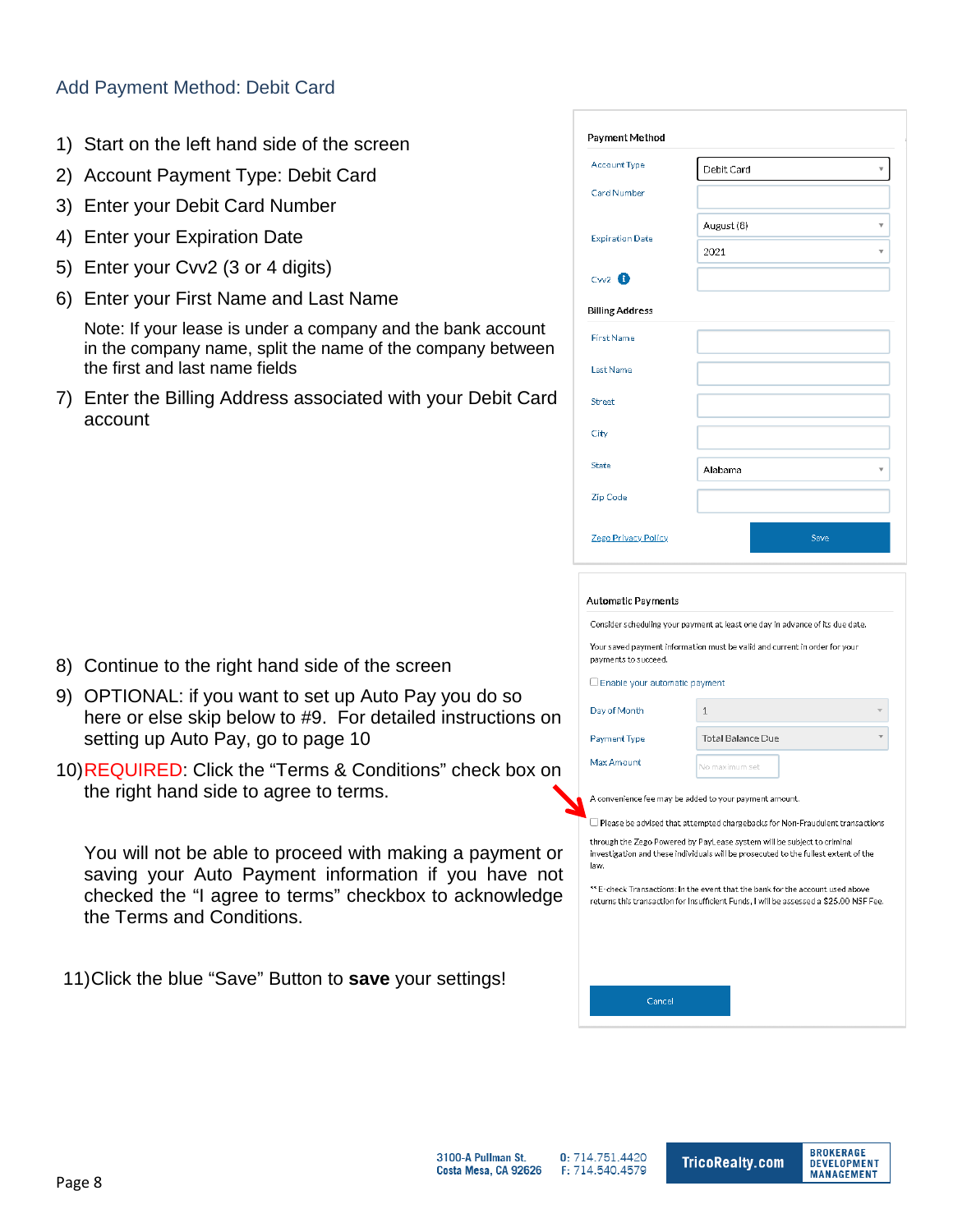## Add Payment Method: Debit Card

1) Start on the left hand side of the screen
2) Account Payment Type: Debit Card
3) Enter your Debit Card Number
4) Enter your Expiration Date
5) Enter your Cvv2 (3 or 4 digits)
6) Enter your First Name and Last Name

   Note: If your lease is under a company and the bank account in the company name, split the name of the company between the first and last name fields

7) Enter the Billing Address associated with your Debit Card account

**Payment Method**

| | |
|---|---|
| Account Type | Debit Card |
| Card Number | |
| Expiration Date | August (8) / 2021 |
| Cvv2 | |

**Billing Address**

| | |
|---|---|
| First Name | |
| Last Name | |
| Street | |
| City | |
| State | Alabama |
| Zip Code | |

Zego Privacy Policy — Save

8) Continue to the right hand side of the screen
9) OPTIONAL: if you want to set up Auto Pay you do so here or else skip below to #9. For detailed instructions on setting up Auto Pay, go to page 10
10) REQUIRED: Click the "Terms & Conditions" check box on the right hand side to agree to terms.

    You will not be able to proceed with making a payment or saving your Auto Payment information if you have not checked the "I agree to terms" checkbox to acknowledge the Terms and Conditions.

11) Click the blue "Save" Button to **save** your settings!

**Automatic Payments**

Consider scheduling your payment at least one day in advance of its due date.

Your saved payment information must be valid and current in order for your payments to succeed.

☐ Enable your automatic payment

| | |
|---|---|
| Day of Month | 1 |
| Payment Type | Total Balance Due |
| Max Amount | No maximum set |

A convenience fee may be added to your payment amount.

☐ Please be advised that attempted chargebacks for Non-Fraudulent transactions through the Zego Powered by PayLease system will be subject to criminal investigation and these individuals will be prosecuted to the fullest extent of the law.

** E-check Transactions: In the event that the bank for the account used above returns this transaction for Insufficient Funds, I will be assessed a $25.00 NSF Fee.

Cancel

3100-A Pullman St.
Costa Mesa, CA 92626
O: 714.751.4420
F: 714.540.4579
TricoRealty.com
BROKERAGE
DEVELOPMENT
MANAGEMENT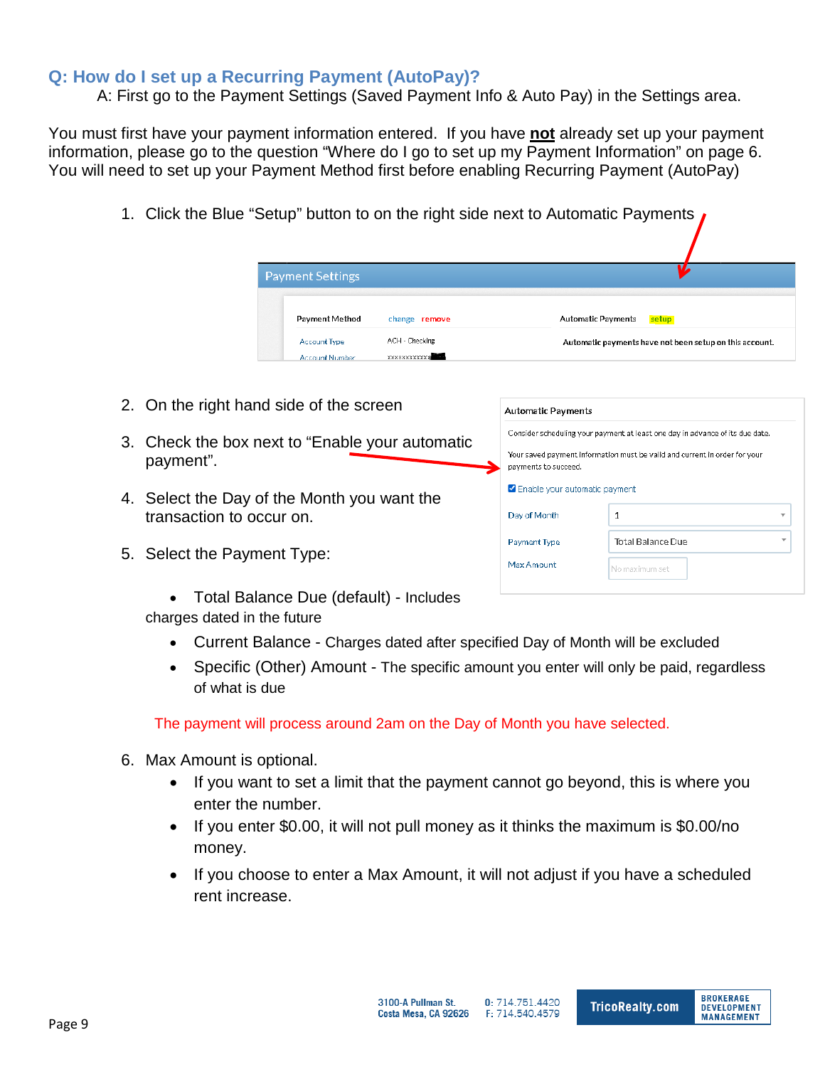## Q: How do I set up a Recurring Payment (AutoPay)?

A: First go to the Payment Settings (Saved Payment Info & Auto Pay) in the Settings area.

You must first have your payment information entered. If you have **not** already set up your payment information, please go to the question "Where do I go to set up my Payment Information" on page 6. You will need to set up your Payment Method first before enabling Recurring Payment (AutoPay)

1. Click the Blue "Setup" button to on the right side next to Automatic Payments

2. On the right hand side of the screen

3. Check the box next to "Enable your automatic payment".

4. Select the Day of the Month you want the transaction to occur on.

5. Select the Payment Type:
   - Total Balance Due (default) - Includes charges dated in the future
   - Current Balance - Charges dated after specified Day of Month will be excluded
   - Specific (Other) Amount - The specific amount you enter will only be paid, regardless of what is due

   The payment will process around 2am on the Day of Month you have selected.

6. Max Amount is optional.
   - If you want to set a limit that the payment cannot go beyond, this is where you enter the number.
   - If you enter $0.00, it will not pull money as it thinks the maximum is $0.00/no money.
   - If you choose to enter a Max Amount, it will not adjust if you have a scheduled rent increase.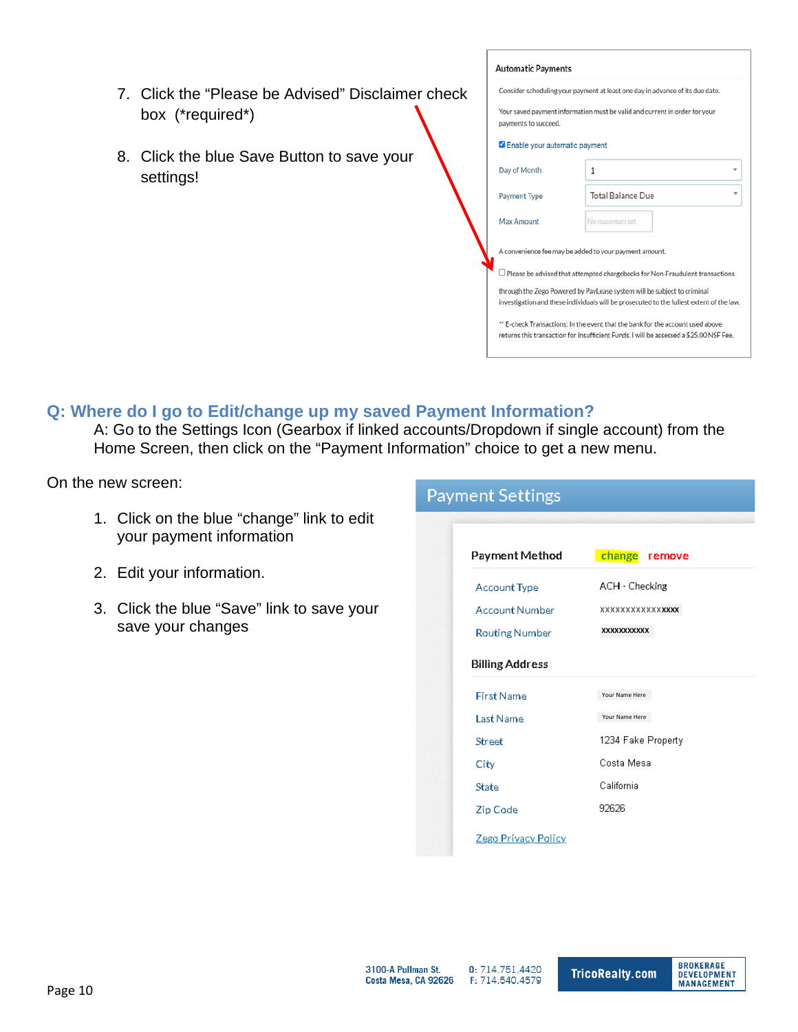7. Click the "Please be Advised" Disclaimer check box (*required*)

8. Click the blue Save Button to save your settings!

**Automatic Payments**

Consider scheduling your payment at least one day in advance of its due date.

Your saved payment information must be valid and current in order for your payments to succeed.

☑ Enable your automatic payment

| | |
|---|---|
| Day of Month | 1 |
| Payment Type | Total Balance Due |
| Max Amount | No maximum set |

A convenience fee may be added to your payment amount.

☐ Please be advised that attempted chargebacks for Non-Fraudulent transactions through the Zego Powered by PayLease system will be subject to criminal investigation and these individuals will be prosecuted to the fullest extent of the law.

** E-check Transactions: In the event that the bank for the account used above returns this transaction for Insufficient Funds, I will be assessed a $25.00 NSF Fee.

## Q: Where do I go to Edit/change up my saved Payment Information?

A: Go to the Settings Icon (Gearbox if linked accounts/Dropdown if single account) from the Home Screen, then click on the "Payment Information" choice to get a new menu.

On the new screen:

1. Click on the blue "change" link to edit your payment information
2. Edit your information.
3. Click the blue "Save" link to save your changes

**Payment Settings**

**Payment Method** change remove

| | |
|---|---|
| Account Type | ACH - Checking |
| Account Number | XXXXXXXXXXXXXXXX |
| Routing Number | XXXXXXXXXX |

**Billing Address**

| | |
|---|---|
| First Name | Your Name Here |
| Last Name | Your Name Here |
| Street | 1234 Fake Property |
| City | Costa Mesa |
| State | California |
| Zip Code | 92626 |

Zego Privacy Policy

3100-A Pullman St.
Costa Mesa, CA 92626
O: 714.751.4420
F: 714.540.4579
TricoRealty.com
BROKERAGE DEVELOPMENT MANAGEMENT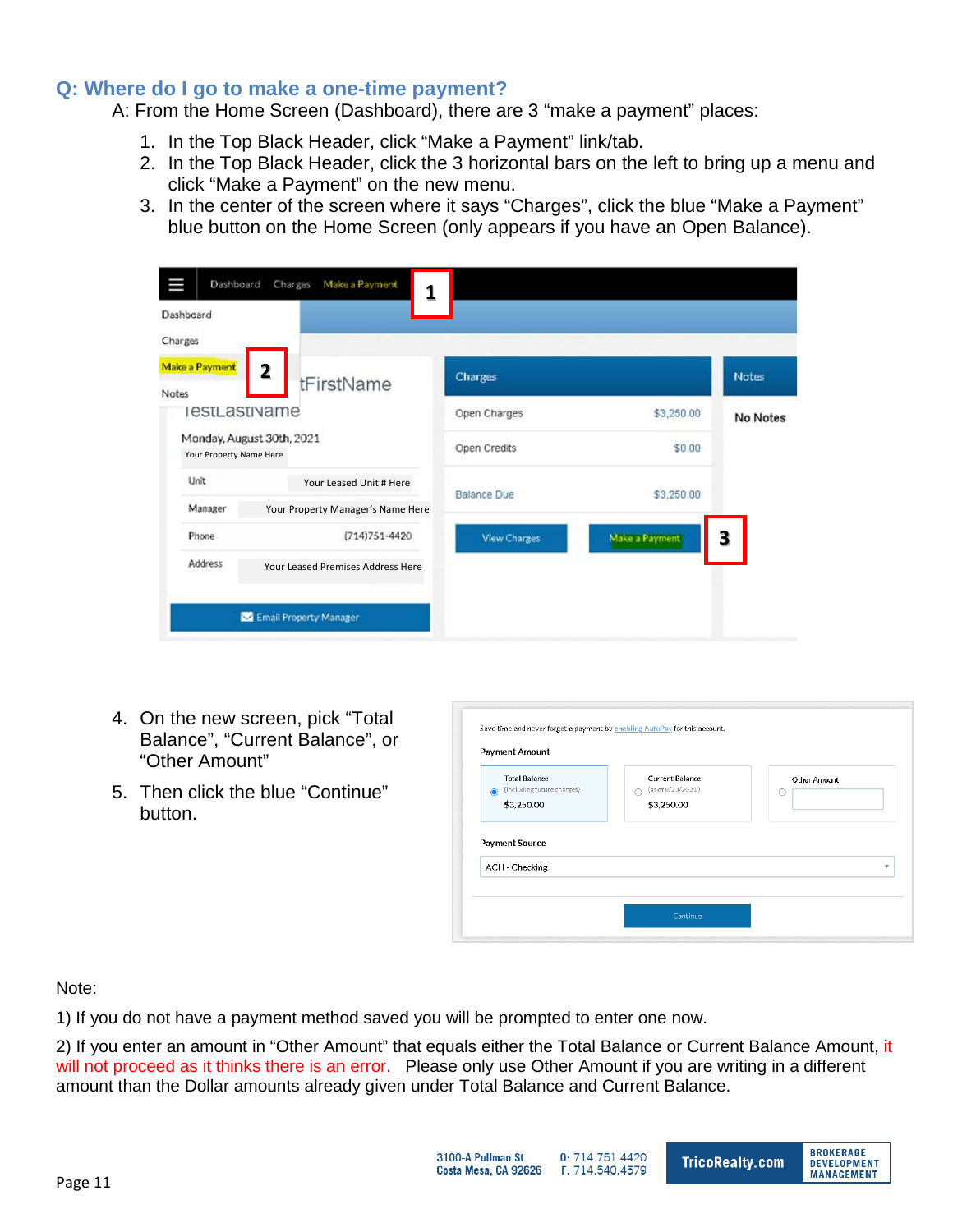## Q: Where do I go to make a one-time payment?

A: From the Home Screen (Dashboard), there are 3 "make a payment" places:

1. In the Top Black Header, click "Make a Payment" link/tab.
2. In the Top Black Header, click the 3 horizontal bars on the left to bring up a menu and click "Make a Payment" on the new menu.
3. In the center of the screen where it says "Charges", click the blue "Make a Payment" blue button on the Home Screen (only appears if you have an Open Balance).

4. On the new screen, pick "Total Balance", "Current Balance", or "Other Amount"
5. Then click the blue "Continue" button.

Note:

1) If you do not have a payment method saved you will be prompted to enter one now.

2) If you enter an amount in "Other Amount" that equals either the Total Balance or Current Balance Amount, it will not proceed as it thinks there is an error. Please only use Other Amount if you are writing in a different amount than the Dollar amounts already given under Total Balance and Current Balance.

3100-A Pullman St.
Costa Mesa, CA 92626
O: 714.751.4420
F: 714.540.4579
TricoRealty.com
BROKERAGE
DEVELOPMENT
MANAGEMENT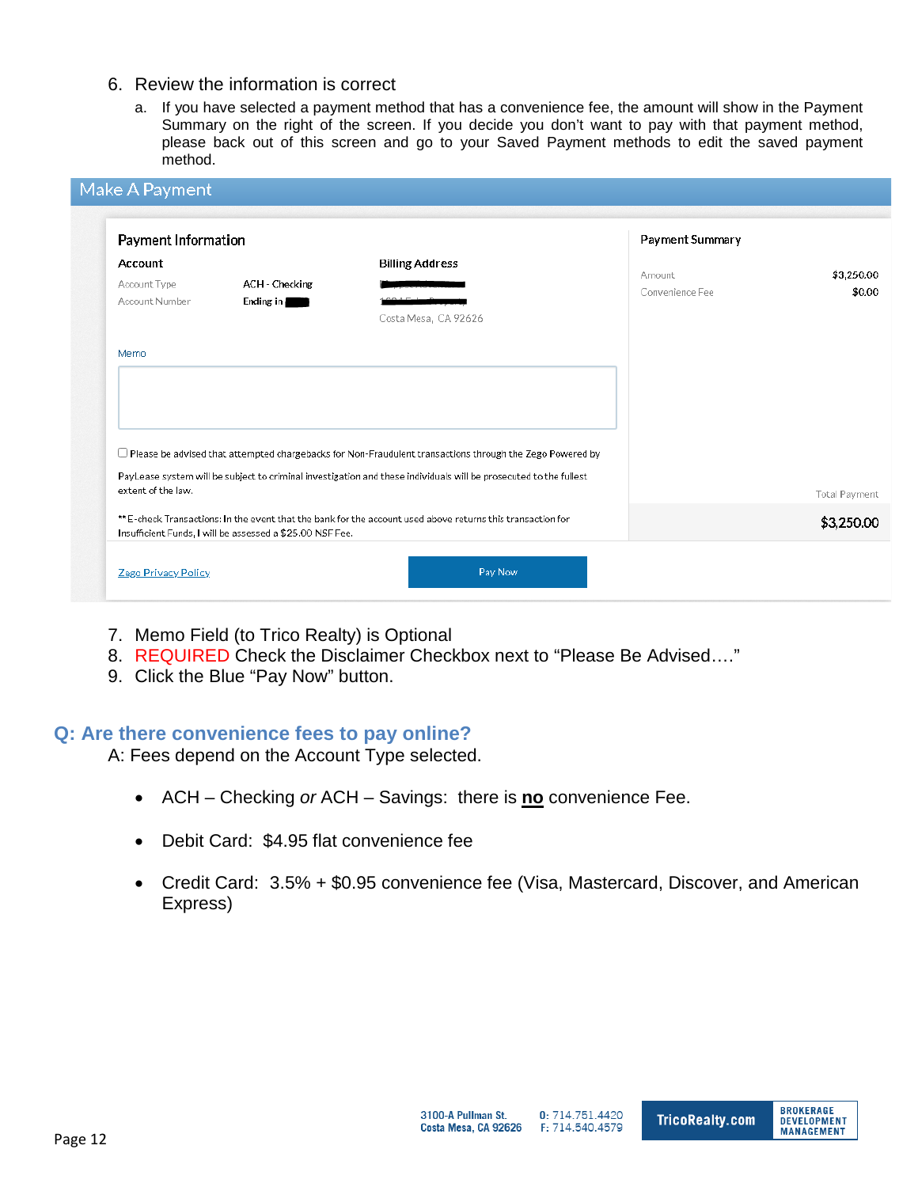6. Review the information is correct
   a. If you have selected a payment method that has a convenience fee, the amount will show in the Payment Summary on the right of the screen. If you decide you don't want to pay with that payment method, please back out of this screen and go to your Saved Payment methods to edit the saved payment method.

Make A Payment

Payment Information

Account

| Account Type | ACH - Checking |
| --- | --- |
| Account Number | Ending in ████ |

Billing Address

████████
████████
Costa Mesa, CA 92626

Memo

☐ Please be advised that attempted chargebacks for Non-Fraudulent transactions through the Zego Powered by PayLease system will be subject to criminal investigation and these individuals will be prosecuted to the fullest extent of the law.

**E-check Transactions: In the event that the bank for the account used above returns this transaction for Insufficient Funds, I will be assessed a $25.00 NSF Fee.

Payment Summary

| Amount | $3,250.00 |
| --- | --- |
| Convenience Fee | $0.00 |
| Total Payment | $3,250.00 |

Zego Privacy Policy

Pay Now

7. Memo Field (to Trico Realty) is Optional
8. REQUIRED Check the Disclaimer Checkbox next to "Please Be Advised…."
9. Click the Blue "Pay Now" button.

## Q: Are there convenience fees to pay online?

A: Fees depend on the Account Type selected.

- ACH – Checking *or* ACH – Savings: there is **no** convenience Fee.
- Debit Card: $4.95 flat convenience fee
- Credit Card: 3.5% + $0.95 convenience fee (Visa, Mastercard, Discover, and American Express)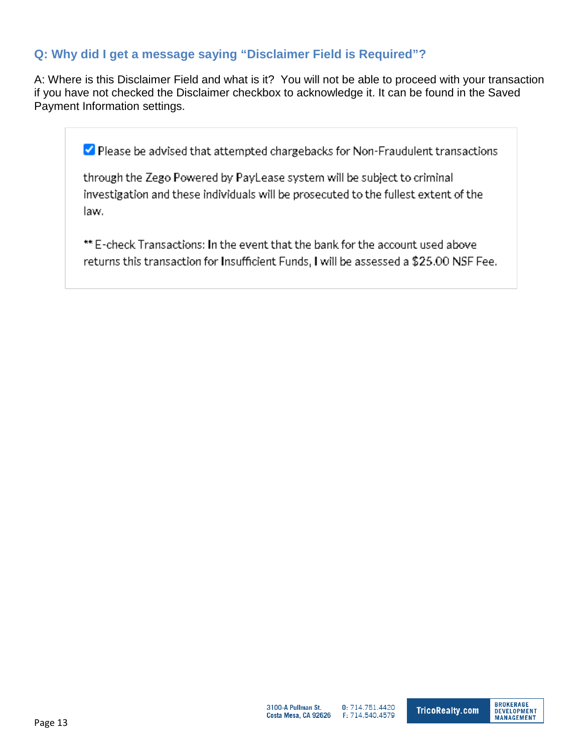### Q: Why did I get a message saying "Disclaimer Field is Required"?

A: Where is this Disclaimer Field and what is it? You will not be able to proceed with your transaction if you have not checked the Disclaimer checkbox to acknowledge it. It can be found in the Saved Payment Information settings.

- [x] Please be advised that attempted chargebacks for Non-Fraudulent transactions

through the Zego Powered by PayLease system will be subject to criminal investigation and these individuals will be prosecuted to the fullest extent of the law.

** E-check Transactions: In the event that the bank for the account used above returns this transaction for Insufficient Funds, I will be assessed a $25.00 NSF Fee.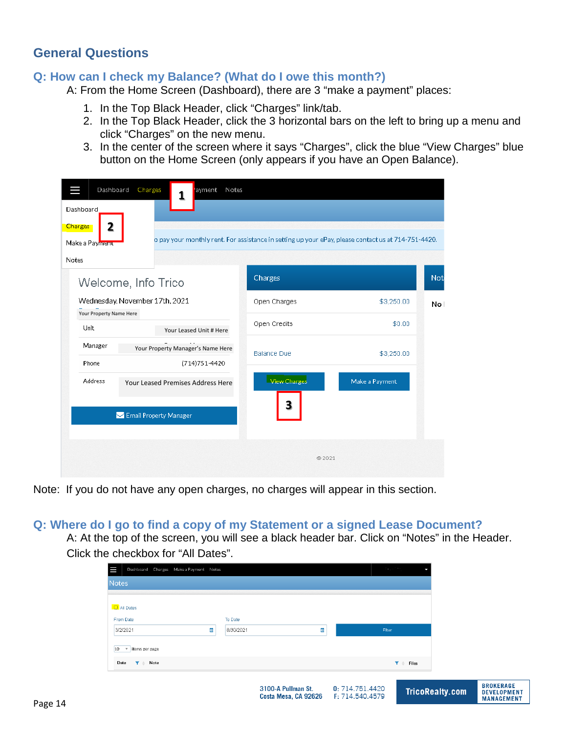## General Questions

### Q: How can I check my Balance? (What do I owe this month?)

A: From the Home Screen (Dashboard), there are 3 "make a payment" places:

1. In the Top Black Header, click "Charges" link/tab.
2. In the Top Black Header, click the 3 horizontal bars on the left to bring up a menu and click "Charges" on the new menu.
3. In the center of the screen where it says "Charges", click the blue "View Charges" blue button on the Home Screen (only appears if you have an Open Balance).

Note: If you do not have any open charges, no charges will appear in this section.

### Q: Where do I go to find a copy of my Statement or a signed Lease Document?

A: At the top of the screen, you will see a black header bar. Click on "Notes" in the Header. Click the checkbox for "All Dates".

3100-A Pullman St.
Costa Mesa, CA 92626

O: 714.751.4420
F: 714.540.4579

TricoRealty.com

BROKERAGE
DEVELOPMENT
MANAGEMENT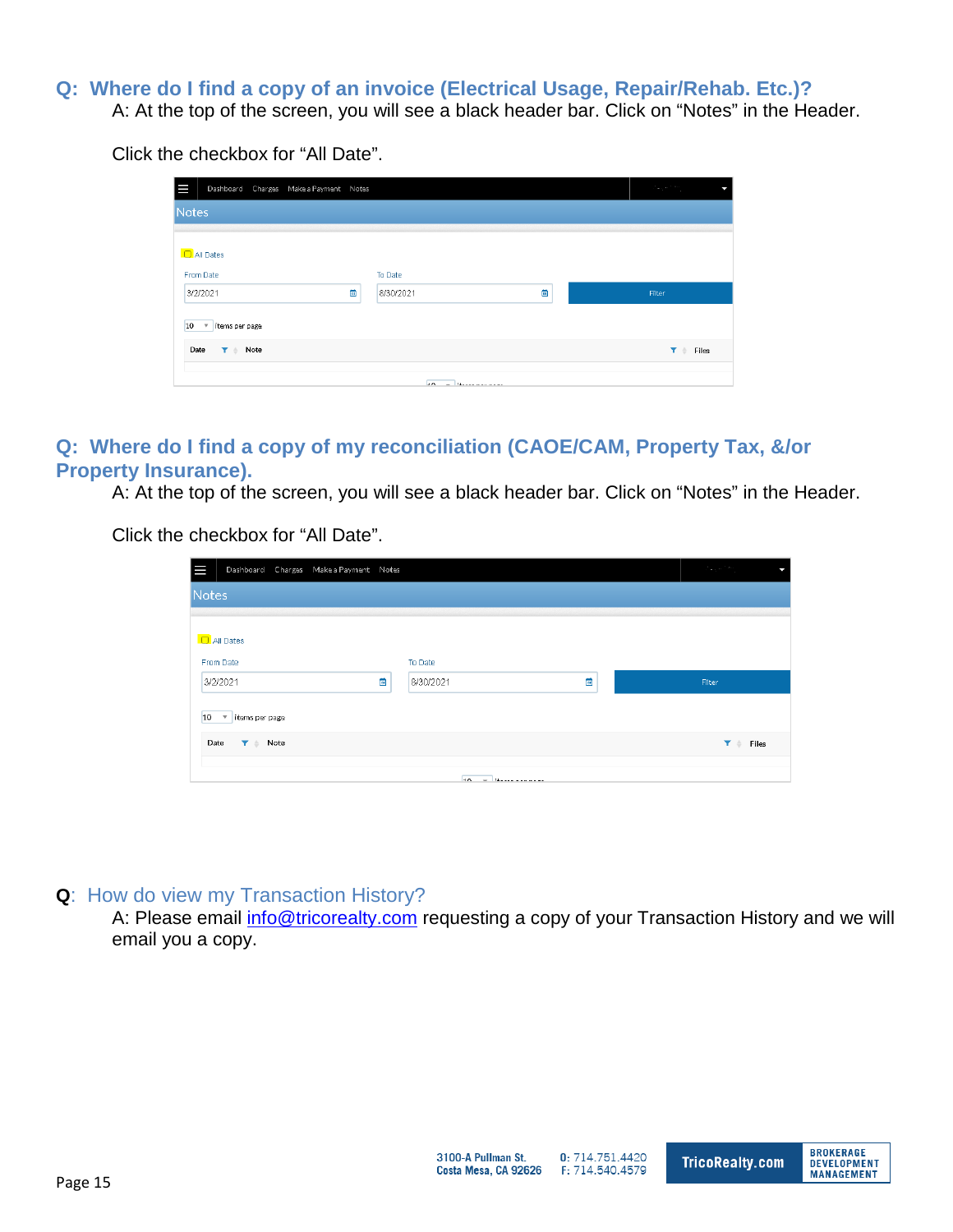## Q: Where do I find a copy of an invoice (Electrical Usage, Repair/Rehab. Etc.)?

A: At the top of the screen, you will see a black header bar. Click on “Notes” in the Header.

Click the checkbox for “All Date”.

## Q: Where do I find a copy of my reconciliation (CAOE/CAM, Property Tax, &/or Property Insurance).

A: At the top of the screen, you will see a black header bar. Click on “Notes” in the Header.

Click the checkbox for “All Date”.

**Q**: How do view my Transaction History?

A: Please email info@tricorealty.com requesting a copy of your Transaction History and we will email you a copy.